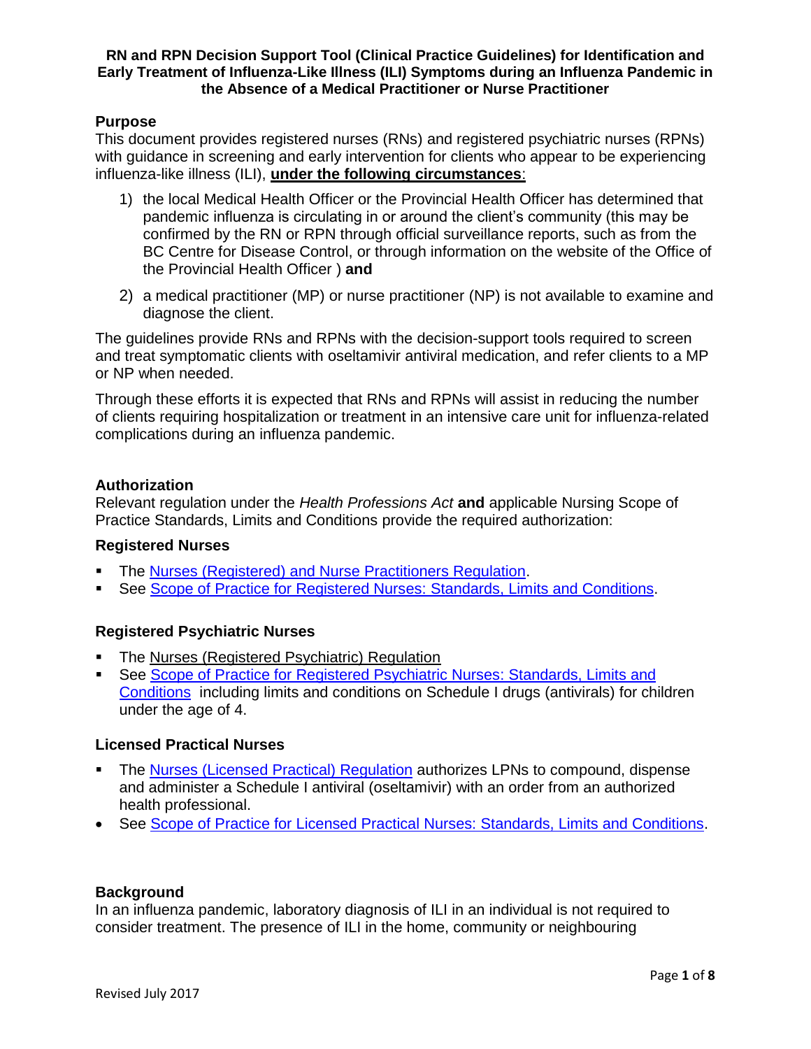# RN and RPN Decision Support Tool (Clinical Practice Guidelines) for Identification and Early Treatment of Influenza-Like Illness (ILI) Symptoms during an Influenza Pandemic in the Absence of a Medical Practitioner or Nurse Practitioner

## Purpose

This document provides registered nurses (RNs) and registered psychiatric nurses (RPNs) with guidance in screening and early intervention for clients who appear to be experiencing influenza-like illness (ILI), **under the following circumstances**:

1) the local Medical Health Officer or the Provincial Health Officer has determined that pandemic influenza is circulating in or around the client's community (this may be confirmed by the RN or RPN through official surveillance reports, such as from the BC Centre for Disease Control, or through information on the website of the Office of the Provincial Health Officer ) **and**
2) a medical practitioner (MP) or nurse practitioner (NP) is not available to examine and diagnose the client.

The guidelines provide RNs and RPNs with the decision-support tools required to screen and treat symptomatic clients with oseltamivir antiviral medication, and refer clients to a MP or NP when needed.

Through these efforts it is expected that RNs and RPNs will assist in reducing the number of clients requiring hospitalization or treatment in an intensive care unit for influenza-related complications during an influenza pandemic.

## Authorization

Relevant regulation under the *Health Professions Act* **and** applicable Nursing Scope of Practice Standards, Limits and Conditions provide the required authorization:

### Registered Nurses

- The Nurses (Registered) and Nurse Practitioners Regulation.
- See Scope of Practice for Registered Nurses: Standards, Limits and Conditions.

### Registered Psychiatric Nurses

- The Nurses (Registered Psychiatric) Regulation
- See Scope of Practice for Registered Psychiatric Nurses: Standards, Limits and Conditions including limits and conditions on Schedule I drugs (antivirals) for children under the age of 4.

### Licensed Practical Nurses

- The Nurses (Licensed Practical) Regulation authorizes LPNs to compound, dispense and administer a Schedule I antiviral (oseltamivir) with an order from an authorized health professional.
- See Scope of Practice for Licensed Practical Nurses: Standards, Limits and Conditions.

## Background

In an influenza pandemic, laboratory diagnosis of ILI in an individual is not required to consider treatment. The presence of ILI in the home, community or neighbouring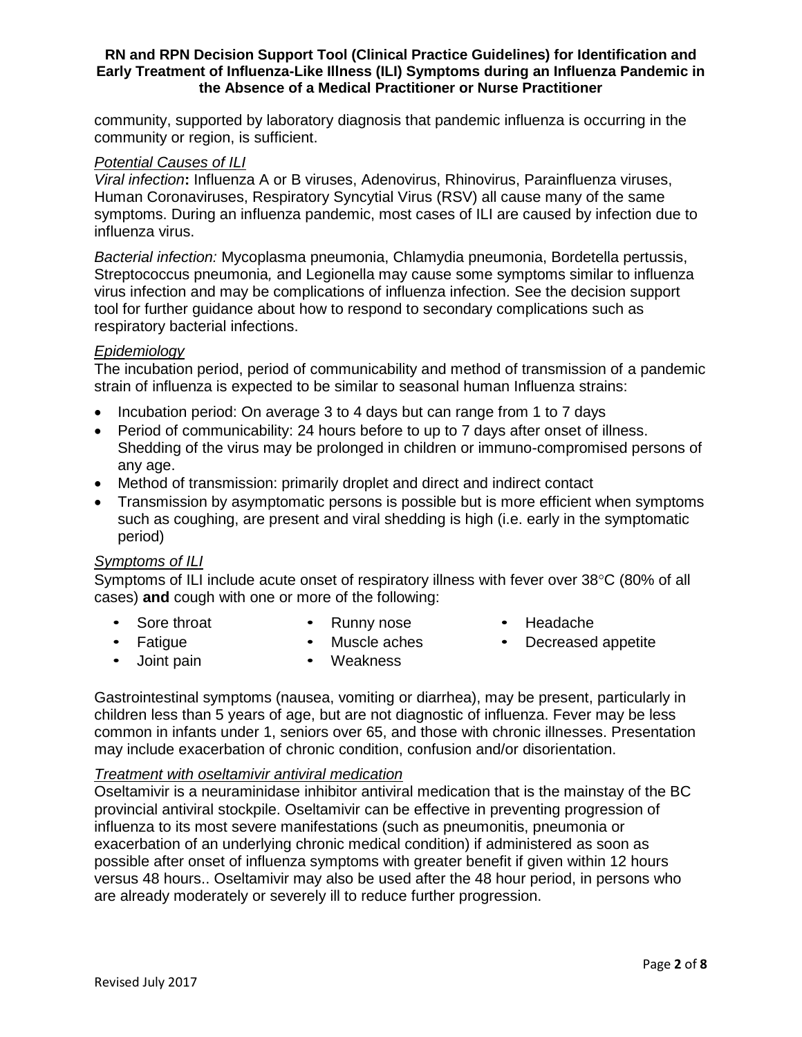community, supported by laboratory diagnosis that pandemic influenza is occurring in the community or region, is sufficient.

### *Potential Causes of ILI*

*Viral infection***:** Influenza A or B viruses, Adenovirus, Rhinovirus, Parainfluenza viruses, Human Coronaviruses, Respiratory Syncytial Virus (RSV) all cause many of the same symptoms. During an influenza pandemic, most cases of ILI are caused by infection due to influenza virus.

*Bacterial infection:* Mycoplasma pneumonia, Chlamydia pneumonia, Bordetella pertussis, Streptococcus pneumonia*,* and Legionella may cause some symptoms similar to influenza virus infection and may be complications of influenza infection. See the decision support tool for further guidance about how to respond to secondary complications such as respiratory bacterial infections.

### *Epidemiology*

The incubation period, period of communicability and method of transmission of a pandemic strain of influenza is expected to be similar to seasonal human Influenza strains:

- Incubation period: On average 3 to 4 days but can range from 1 to 7 days
- Period of communicability: 24 hours before to up to 7 days after onset of illness. Shedding of the virus may be prolonged in children or immuno-compromised persons of any age.
- Method of transmission: primarily droplet and direct and indirect contact
- Transmission by asymptomatic persons is possible but is more efficient when symptoms such as coughing, are present and viral shedding is high (i.e. early in the symptomatic period)

### *Symptoms of ILI*

Symptoms of ILI include acute onset of respiratory illness with fever over 38°C (80% of all cases) **and** cough with one or more of the following:

- Sore throat
- Runny nose
- Headache
- Fatigue
- Muscle aches
- Decreased appetite
- Joint pain
- Weakness

Gastrointestinal symptoms (nausea, vomiting or diarrhea), may be present, particularly in children less than 5 years of age, but are not diagnostic of influenza. Fever may be less common in infants under 1, seniors over 65, and those with chronic illnesses. Presentation may include exacerbation of chronic condition, confusion and/or disorientation.

### *Treatment with oseltamivir antiviral medication*

Oseltamivir is a neuraminidase inhibitor antiviral medication that is the mainstay of the BC provincial antiviral stockpile. Oseltamivir can be effective in preventing progression of influenza to its most severe manifestations (such as pneumonitis, pneumonia or exacerbation of an underlying chronic medical condition) if administered as soon as possible after onset of influenza symptoms with greater benefit if given within 12 hours versus 48 hours.. Oseltamivir may also be used after the 48 hour period, in persons who are already moderately or severely ill to reduce further progression.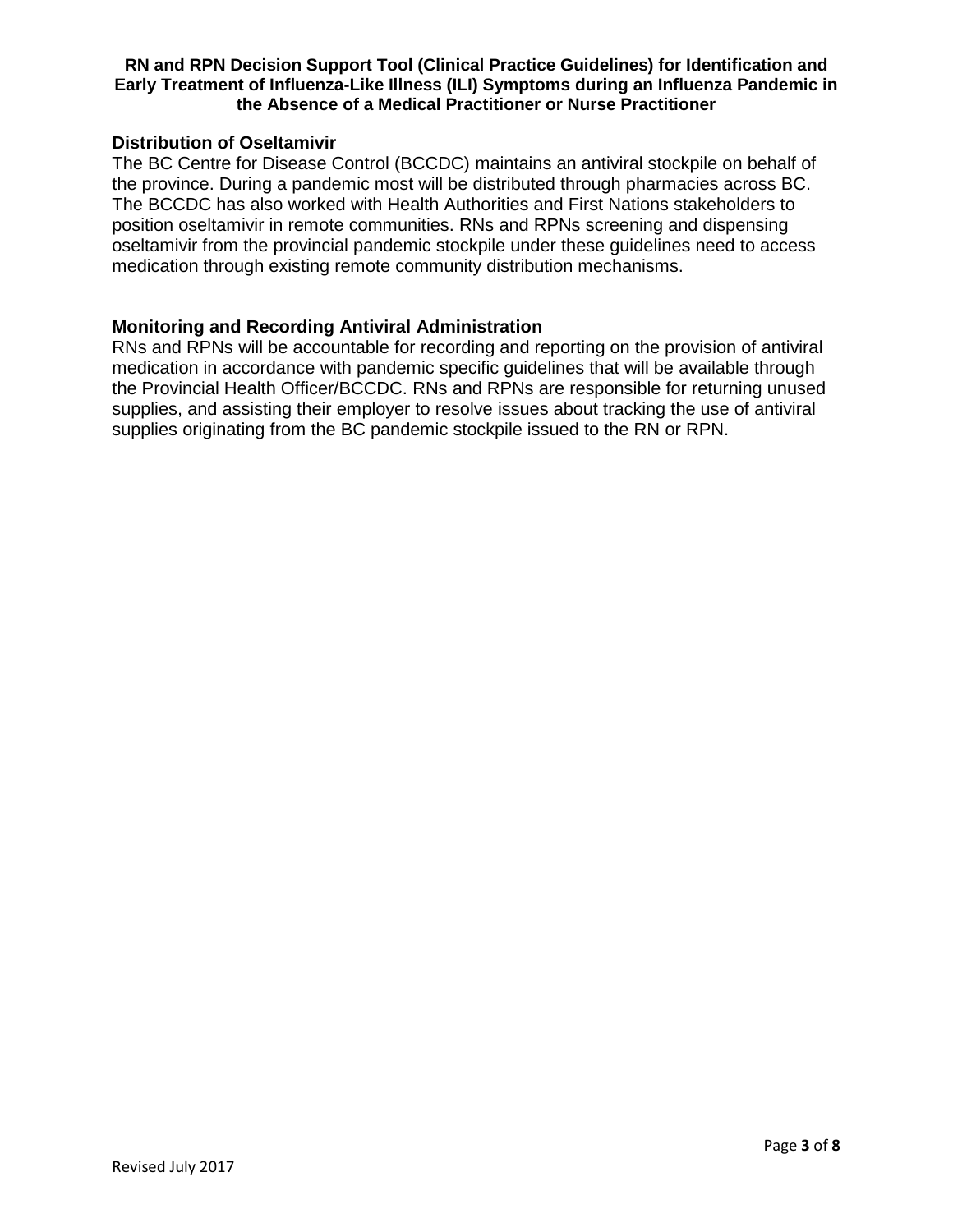## Distribution of Oseltamivir

The BC Centre for Disease Control (BCCDC) maintains an antiviral stockpile on behalf of the province. During a pandemic most will be distributed through pharmacies across BC. The BCCDC has also worked with Health Authorities and First Nations stakeholders to position oseltamivir in remote communities. RNs and RPNs screening and dispensing oseltamivir from the provincial pandemic stockpile under these guidelines need to access medication through existing remote community distribution mechanisms.

## Monitoring and Recording Antiviral Administration

RNs and RPNs will be accountable for recording and reporting on the provision of antiviral medication in accordance with pandemic specific guidelines that will be available through the Provincial Health Officer/BCCDC. RNs and RPNs are responsible for returning unused supplies, and assisting their employer to resolve issues about tracking the use of antiviral supplies originating from the BC pandemic stockpile issued to the RN or RPN.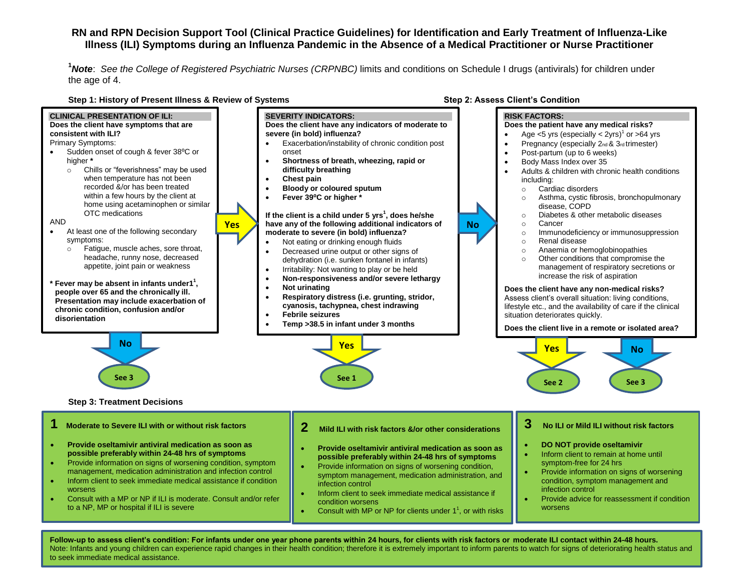# RN and RPN Decision Support Tool (Clinical Practice Guidelines) for Identification and Early Treatment of Influenza-Like Illness (ILI) Symptoms during an Influenza Pandemic in the Absence of a Medical Practitioner or Nurse Practitioner

[1]***Note***: *See the College of Registered Psychiatric Nurses (CRPNBC)* limits and conditions on Schedule I drugs (antivirals) for children under the age of 4.

## Step 1: History of Present Illness & Review of Systems

**CLINICAL PRESENTATION OF ILI:**

**Does the client have symptoms that are consistent with ILI?**

Primary Symptoms:

- Sudden onset of cough & fever 38ºC or higher **\***
  - Chills or "feverishness" may be used when temperature has not been recorded &/or has been treated within a few hours by the client at home using acetaminophen or similar OTC medications

AND

- At least one of the following secondary symptoms:
  - Fatigue, muscle aches, sore throat, headache, runny nose, decreased appetite, joint pain or weakness

**\* Fever may be absent in infants under1[1], people over 65 and the chronically ill. Presentation may include exacerbation of chronic condition, confusion and/or disorientation**

**No** → See 3

**Yes** → Severity Indicators

**SEVERITY INDICATORS:**

**Does the client have any indicators of moderate to severe (in bold) influenza?**

- Exacerbation/instability of chronic condition post onset
- **Shortness of breath, wheezing, rapid or difficulty breathing**
- **Chest pain**
- **Bloody or coloured sputum**
- **Fever 39ºC or higher \***

**If the client is a child under 5 yrs[1], does he/she have any of the following additional indicators of moderate to severe (in bold) influenza?**

- Not eating or drinking enough fluids
- Decreased urine output or other signs of dehydration (i.e. sunken fontanel in infants)
- Irritability: Not wanting to play or be held
- **Non-responsiveness and/or severe lethargy**
- **Not urinating**
- **Respiratory distress (i.e. grunting, stridor, cyanosis, tachypnea, chest indrawing**
- **Febrile seizures**
- **Temp >38.5 in infant under 3 months**

**Yes** → See 1

**No** → Risk Factors

## Step 2: Assess Client's Condition

**RISK FACTORS:**

**Does the patient have any medical risks?**

- Age <5 yrs (especially < 2yrs)[1] or >64 yrs
- Pregnancy (especially 2nd & 3rd trimester)
- Post-partum (up to 6 weeks)
- Body Mass Index over 35
- Adults & children with chronic health conditions including:
  - Cardiac disorders
  - Asthma, cystic fibrosis, bronchopulmonary disease, COPD
  - Diabetes & other metabolic diseases
  - Cancer
  - Immunodeficiency or immunosuppression
  - Renal disease
  - Anaemia or hemoglobinopathies
  - Other conditions that compromise the management of respiratory secretions or increase the risk of aspiration

**Does the client have any non-medical risks?**

Assess client's overall situation: living conditions, lifestyle etc., and the availability of care if the clinical situation deteriorates quickly.

**Does the client live in a remote or isolated area?**

**Yes** → See 2

**No** → See 3

## Step 3: Treatment Decisions

**1 Moderate to Severe ILI with or without risk factors**

- **Provide oseltamivir antiviral medication as soon as possible preferably within 24-48 hrs of symptoms**
- Provide information on signs of worsening condition, symptom management, medication administration and infection control
- Inform client to seek immediate medical assistance if condition worsens
- Consult with a MP or NP if ILI is moderate. Consult and/or refer to a NP, MP or hospital if ILI is severe

**2 Mild ILI with risk factors &/or other considerations**

- **Provide oseltamivir antiviral medication as soon as possible preferably within 24-48 hrs of symptoms**
- Provide information on signs of worsening condition, symptom management, medication administration, and infection control
- Inform client to seek immediate medical assistance if condition worsens
- Consult with MP or NP for clients under 1[1], or with risks

**3 No ILI or Mild ILI without risk factors**

- **DO NOT provide oseltamivir**
- Inform client to remain at home until symptom-free for 24 hrs
- Provide information on signs of worsening condition, symptom management and infection control
- Provide advice for reassessment if condition worsens

**Follow-up to assess client's condition: For infants under one year phone parents within 24 hours, for clients with risk factors or moderate ILI contact within 24-48 hours.**

Note: Infants and young children can experience rapid changes in their health condition; therefore it is extremely important to inform parents to watch for signs of deteriorating health status and to seek immediate medical assistance.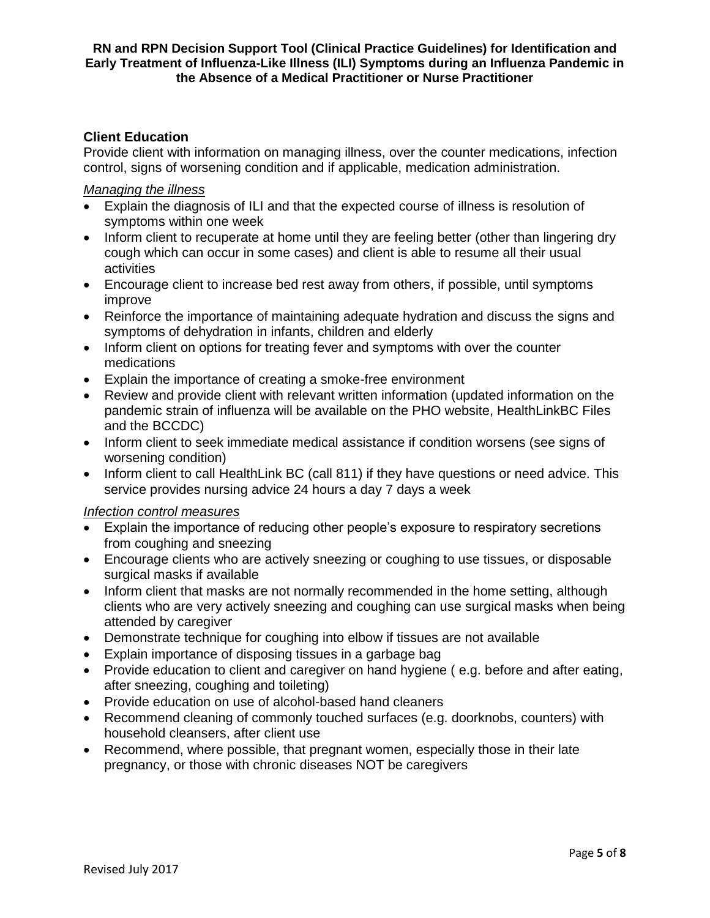## Client Education

Provide client with information on managing illness, over the counter medications, infection control, signs of worsening condition and if applicable, medication administration.

*Managing the illness*

- Explain the diagnosis of ILI and that the expected course of illness is resolution of symptoms within one week
- Inform client to recuperate at home until they are feeling better (other than lingering dry cough which can occur in some cases) and client is able to resume all their usual activities
- Encourage client to increase bed rest away from others, if possible, until symptoms improve
- Reinforce the importance of maintaining adequate hydration and discuss the signs and symptoms of dehydration in infants, children and elderly
- Inform client on options for treating fever and symptoms with over the counter medications
- Explain the importance of creating a smoke-free environment
- Review and provide client with relevant written information (updated information on the pandemic strain of influenza will be available on the PHO website, HealthLinkBC Files and the BCCDC)
- Inform client to seek immediate medical assistance if condition worsens (see signs of worsening condition)
- Inform client to call HealthLink BC (call 811) if they have questions or need advice. This service provides nursing advice 24 hours a day 7 days a week

*Infection control measures*

- Explain the importance of reducing other people's exposure to respiratory secretions from coughing and sneezing
- Encourage clients who are actively sneezing or coughing to use tissues, or disposable surgical masks if available
- Inform client that masks are not normally recommended in the home setting, although clients who are very actively sneezing and coughing can use surgical masks when being attended by caregiver
- Demonstrate technique for coughing into elbow if tissues are not available
- Explain importance of disposing tissues in a garbage bag
- Provide education to client and caregiver on hand hygiene ( e.g. before and after eating, after sneezing, coughing and toileting)
- Provide education on use of alcohol-based hand cleaners
- Recommend cleaning of commonly touched surfaces (e.g. doorknobs, counters) with household cleansers, after client use
- Recommend, where possible, that pregnant women, especially those in their late pregnancy, or those with chronic diseases NOT be caregivers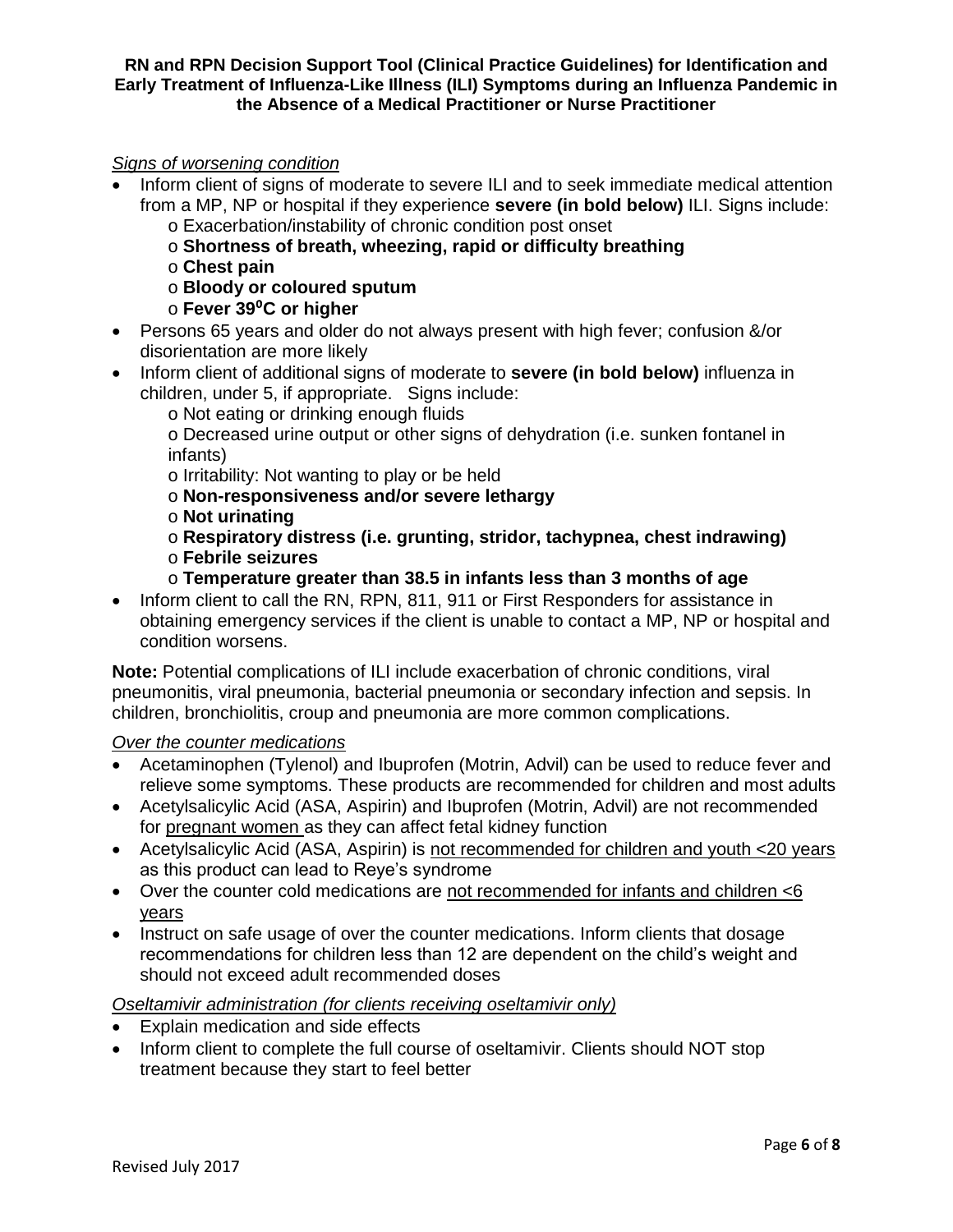*Signs of worsening condition*

- Inform client of signs of moderate to severe ILI and to seek immediate medical attention from a MP, NP or hospital if they experience **severe (in bold below)** ILI. Signs include:
  - Exacerbation/instability of chronic condition post onset
  - **Shortness of breath, wheezing, rapid or difficulty breathing**
  - **Chest pain**
  - **Bloody or coloured sputum**
  - **Fever 39$^0$C or higher**
- Persons 65 years and older do not always present with high fever; confusion &/or disorientation are more likely
- Inform client of additional signs of moderate to **severe (in bold below)** influenza in children, under 5, if appropriate. Signs include:
  - Not eating or drinking enough fluids
  - Decreased urine output or other signs of dehydration (i.e. sunken fontanel in infants)
  - Irritability: Not wanting to play or be held
  - **Non-responsiveness and/or severe lethargy**
  - **Not urinating**
  - **Respiratory distress (i.e. grunting, stridor, tachypnea, chest indrawing)**
  - **Febrile seizures**
  - **Temperature greater than 38.5 in infants less than 3 months of age**
- Inform client to call the RN, RPN, 811, 911 or First Responders for assistance in obtaining emergency services if the client is unable to contact a MP, NP or hospital and condition worsens.

**Note:** Potential complications of ILI include exacerbation of chronic conditions, viral pneumonitis, viral pneumonia, bacterial pneumonia or secondary infection and sepsis. In children, bronchiolitis, croup and pneumonia are more common complications.

*Over the counter medications*

- Acetaminophen (Tylenol) and Ibuprofen (Motrin, Advil) can be used to reduce fever and relieve some symptoms. These products are recommended for children and most adults
- Acetylsalicylic Acid (ASA, Aspirin) and Ibuprofen (Motrin, Advil) are not recommended for pregnant women as they can affect fetal kidney function
- Acetylsalicylic Acid (ASA, Aspirin) is not recommended for children and youth <20 years as this product can lead to Reye's syndrome
- Over the counter cold medications are not recommended for infants and children <6 years
- Instruct on safe usage of over the counter medications. Inform clients that dosage recommendations for children less than 12 are dependent on the child's weight and should not exceed adult recommended doses

*Oseltamivir administration (for clients receiving oseltamivir only)*

- Explain medication and side effects
- Inform client to complete the full course of oseltamivir. Clients should NOT stop treatment because they start to feel better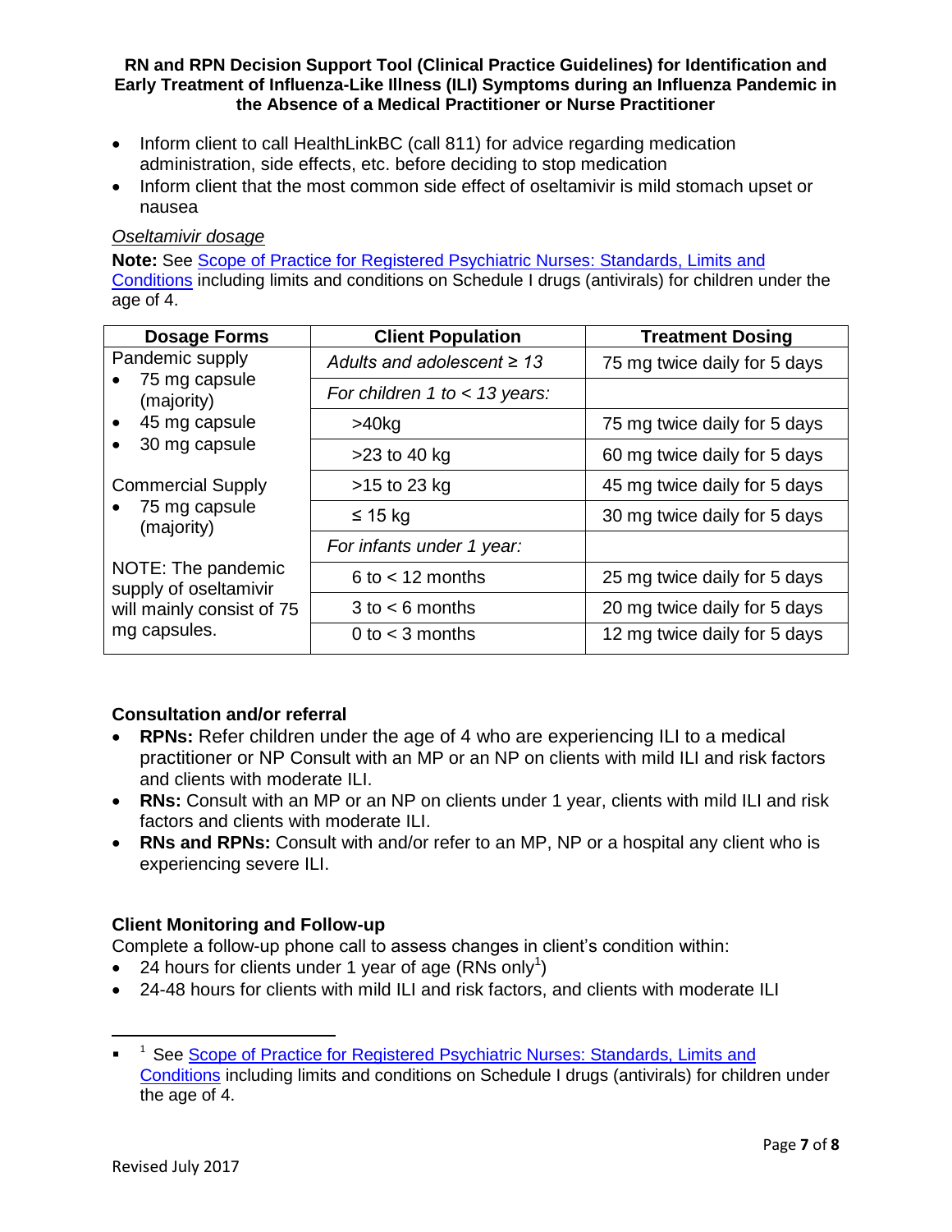- Inform client to call HealthLinkBC (call 811) for advice regarding medication administration, side effects, etc. before deciding to stop medication
- Inform client that the most common side effect of oseltamivir is mild stomach upset or nausea

*Oseltamivir dosage*

**Note:** See Scope of Practice for Registered Psychiatric Nurses: Standards, Limits and Conditions including limits and conditions on Schedule I drugs (antivirals) for children under the age of 4.

| Dosage Forms | Client Population | Treatment Dosing |
|---|---|---|
| Pandemic supply<br>• 75 mg capsule (majority)<br>• 45 mg capsule<br>• 30 mg capsule<br><br>Commercial Supply<br>• 75 mg capsule (majority)<br><br>NOTE: The pandemic supply of oseltamivir will mainly consist of 75 mg capsules. | *Adults and adolescent ≥ 13* | 75 mg twice daily for 5 days |
| | *For children 1 to < 13 years:* | |
| | >40kg | 75 mg twice daily for 5 days |
| | >23 to 40 kg | 60 mg twice daily for 5 days |
| | >15 to 23 kg | 45 mg twice daily for 5 days |
| | ≤ 15 kg | 30 mg twice daily for 5 days |
| | *For infants under 1 year:* | |
| | 6 to < 12 months | 25 mg twice daily for 5 days |
| | 3 to < 6 months | 20 mg twice daily for 5 days |
| | 0 to < 3 months | 12 mg twice daily for 5 days |

### Consultation and/or referral

- **RPNs:** Refer children under the age of 4 who are experiencing ILI to a medical practitioner or NP Consult with an MP or an NP on clients with mild ILI and risk factors and clients with moderate ILI.
- **RNs:** Consult with an MP or an NP on clients under 1 year, clients with mild ILI and risk factors and clients with moderate ILI.
- **RNs and RPNs:** Consult with and/or refer to an MP, NP or a hospital any client who is experiencing severe ILI.

### Client Monitoring and Follow-up

Complete a follow-up phone call to assess changes in client's condition within:

- 24 hours for clients under 1 year of age (RNs only[1])
- 24-48 hours for clients with mild ILI and risk factors, and clients with moderate ILI

[1] See Scope of Practice for Registered Psychiatric Nurses: Standards, Limits and Conditions including limits and conditions on Schedule I drugs (antivirals) for children under the age of 4.

Revised July 2017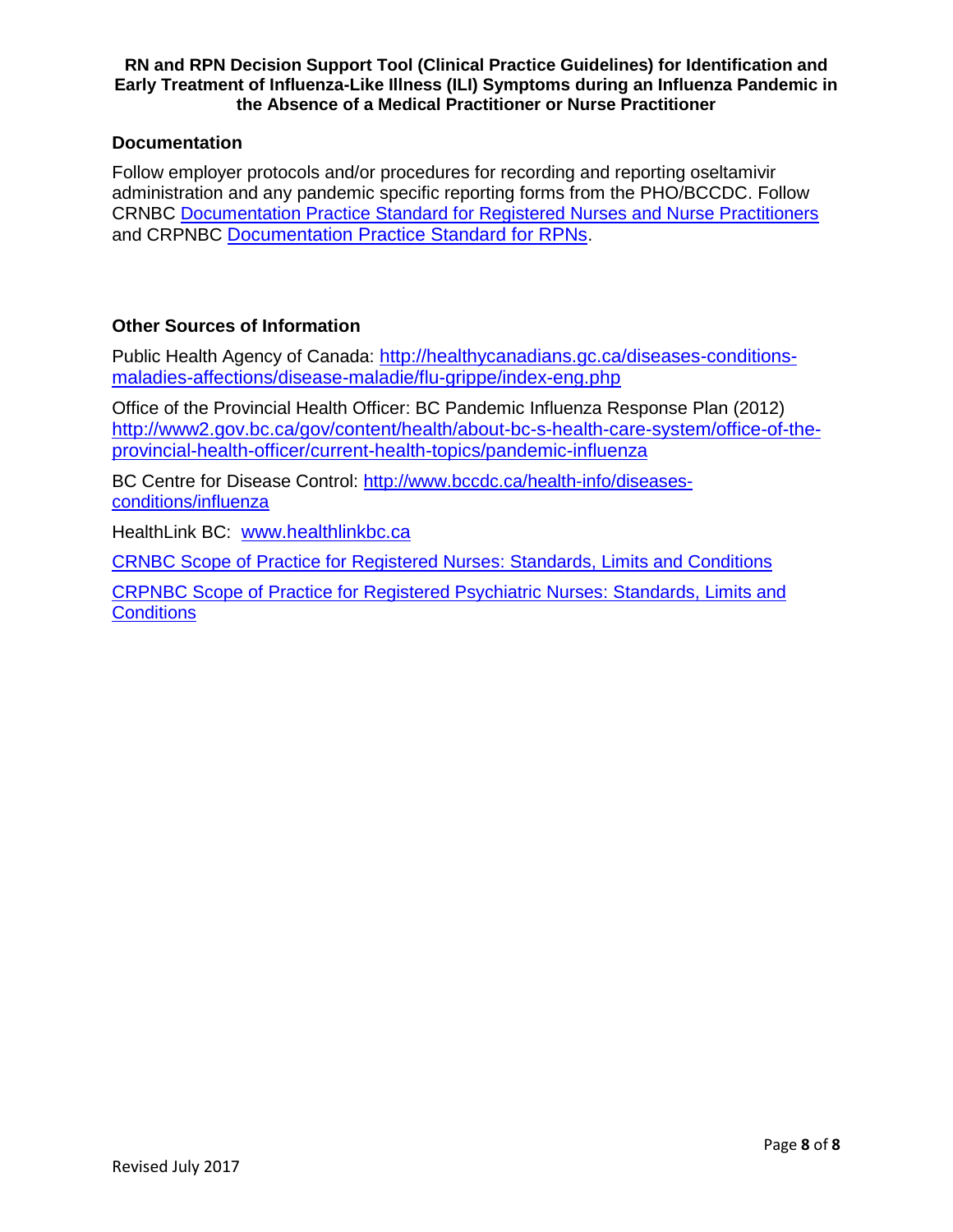## Documentation

Follow employer protocols and/or procedures for recording and reporting oseltamivir administration and any pandemic specific reporting forms from the PHO/BCCDC. Follow CRNBC Documentation Practice Standard for Registered Nurses and Nurse Practitioners and CRPNBC Documentation Practice Standard for RPNs.

## Other Sources of Information

Public Health Agency of Canada: http://healthycanadians.gc.ca/diseases-conditions-maladies-affections/disease-maladie/flu-grippe/index-eng.php

Office of the Provincial Health Officer: BC Pandemic Influenza Response Plan (2012) http://www2.gov.bc.ca/gov/content/health/about-bc-s-health-care-system/office-of-the-provincial-health-officer/current-health-topics/pandemic-influenza

BC Centre for Disease Control: http://www.bccdc.ca/health-info/diseases-conditions/influenza

HealthLink BC: www.healthlinkbc.ca

CRNBC Scope of Practice for Registered Nurses: Standards, Limits and Conditions

CRPNBC Scope of Practice for Registered Psychiatric Nurses: Standards, Limits and Conditions

Revised July 2017